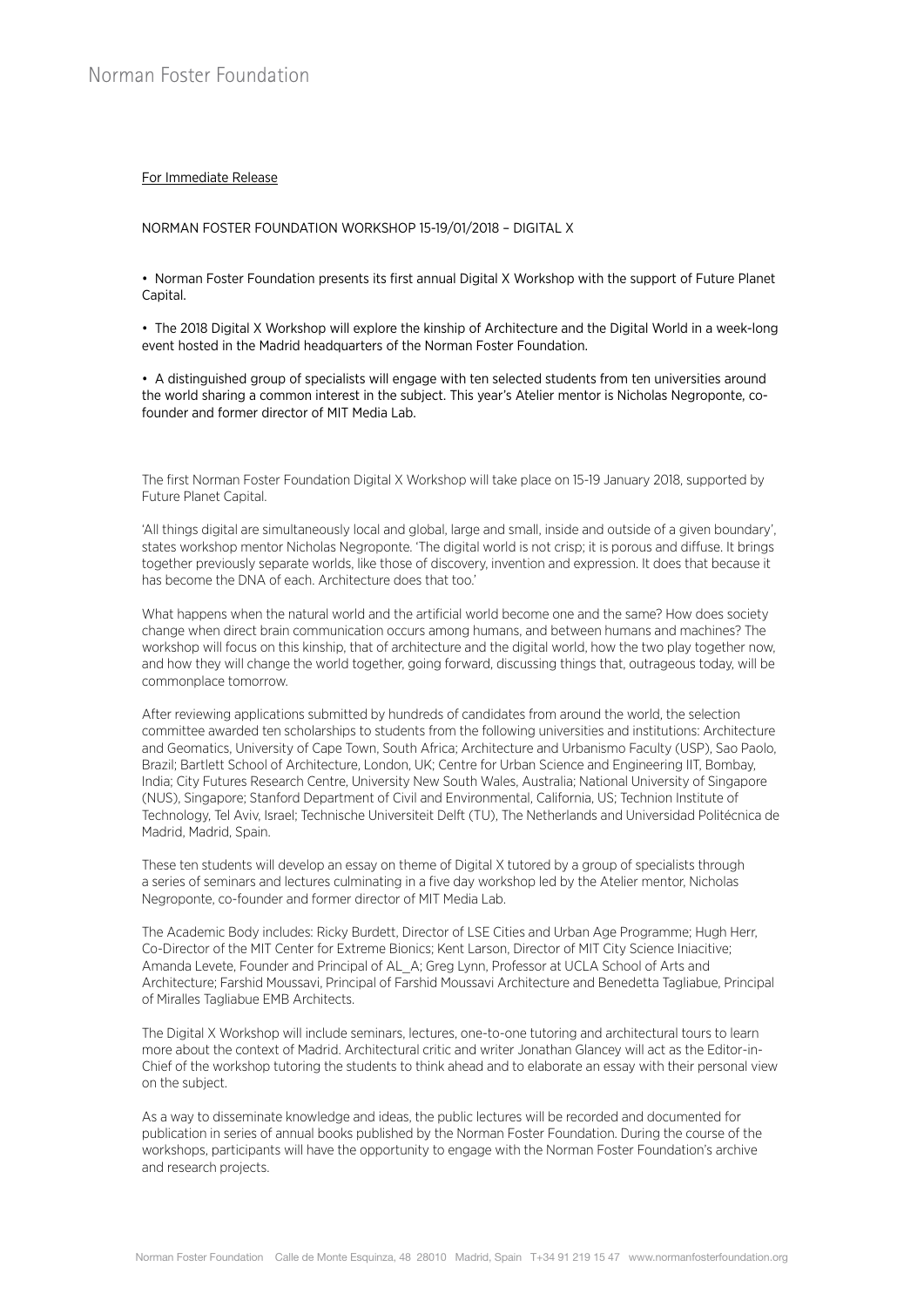Norman Foster Foundation

For Immediate Release

NORMAN FOSTER FOUNDATION WORKSHOP 15-19/01/2018 – DIGITAL X

- Norman Foster Foundation presents its first annual Digital X Workshop with the support of Future Planet Capital.

- The 2018 Digital X Workshop will explore the kinship of Architecture and the Digital World in a week-long event hosted in the Madrid headquarters of the Norman Foster Foundation.

- A distinguished group of specialists will engage with ten selected students from ten universities around the world sharing a common interest in the subject. This year's Atelier mentor is Nicholas Negroponte, co-founder and former director of MIT Media Lab.

The first Norman Foster Foundation Digital X Workshop will take place on 15-19 January 2018, supported by Future Planet Capital.

'All things digital are simultaneously local and global, large and small, inside and outside of a given boundary', states workshop mentor Nicholas Negroponte. 'The digital world is not crisp; it is porous and diffuse. It brings together previously separate worlds, like those of discovery, invention and expression. It does that because it has become the DNA of each. Architecture does that too.'

What happens when the natural world and the artificial world become one and the same? How does society change when direct brain communication occurs among humans, and between humans and machines? The workshop will focus on this kinship, that of architecture and the digital world, how the two play together now, and how they will change the world together, going forward, discussing things that, outrageous today, will be commonplace tomorrow.

After reviewing applications submitted by hundreds of candidates from around the world, the selection committee awarded ten scholarships to students from the following universities and institutions: Architecture and Geomatics, University of Cape Town, South Africa; Architecture and Urbanismo Faculty (USP), Sao Paolo, Brazil; Bartlett School of Architecture, London, UK; Centre for Urban Science and Engineering IIT, Bombay, India; City Futures Research Centre, University New South Wales, Australia; National University of Singapore (NUS), Singapore; Stanford Department of Civil and Environmental, California, US; Technion Institute of Technology, Tel Aviv, Israel; Technische Universiteit Delft (TU), The Netherlands and Universidad Politécnica de Madrid, Madrid, Spain.

These ten students will develop an essay on theme of Digital X tutored by a group of specialists through a series of seminars and lectures culminating in a five day workshop led by the Atelier mentor, Nicholas Negroponte, co-founder and former director of MIT Media Lab.

The Academic Body includes: Ricky Burdett, Director of LSE Cities and Urban Age Programme; Hugh Herr, Co-Director of the MIT Center for Extreme Bionics; Kent Larson, Director of MIT City Science Iniacitive; Amanda Levete, Founder and Principal of AL_A; Greg Lynn, Professor at UCLA School of Arts and Architecture; Farshid Moussavi, Principal of Farshid Moussavi Architecture and Benedetta Tagliabue, Principal of Miralles Tagliabue EMB Architects.

The Digital X Workshop will include seminars, lectures, one-to-one tutoring and architectural tours to learn more about the context of Madrid. Architectural critic and writer Jonathan Glancey will act as the Editor-in-Chief of the workshop tutoring the students to think ahead and to elaborate an essay with their personal view on the subject.

As a way to disseminate knowledge and ideas, the public lectures will be recorded and documented for publication in series of annual books published by the Norman Foster Foundation. During the course of the workshops, participants will have the opportunity to engage with the Norman Foster Foundation's archive and research projects.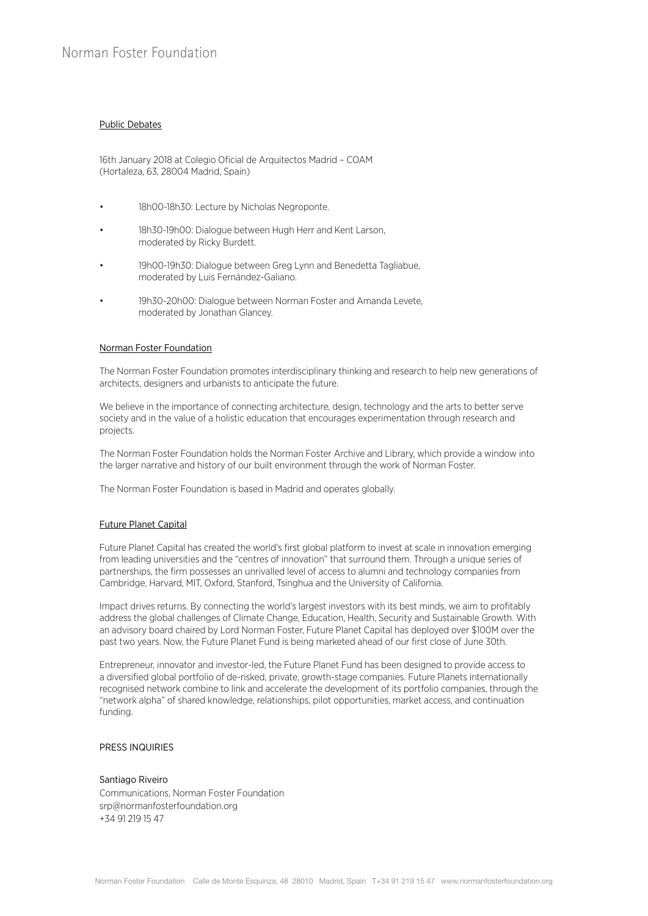## Public Debates

16th January 2018 at Colegio Oficial de Arquitectos Madrid – COAM (Hortaleza, 63, 28004 Madrid, Spain)

- 18h00-18h30: Lecture by Nicholas Negroponte.
- 18h30-19h00: Dialogue between Hugh Herr and Kent Larson, moderated by Ricky Burdett.
- 19h00-19h30: Dialogue between Greg Lynn and Benedetta Tagliabue, moderated by Luis Fernández-Galiano.
- 19h30-20h00: Dialogue between Norman Foster and Amanda Levete, moderated by Jonathan Glancey.

## Norman Foster Foundation

The Norman Foster Foundation promotes interdisciplinary thinking and research to help new generations of architects, designers and urbanists to anticipate the future.

We believe in the importance of connecting architecture, design, technology and the arts to better serve society and in the value of a holistic education that encourages experimentation through research and projects.

The Norman Foster Foundation holds the Norman Foster Archive and Library, which provide a window into the larger narrative and history of our built environment through the work of Norman Foster.

The Norman Foster Foundation is based in Madrid and operates globally.

## Future Planet Capital

Future Planet Capital has created the world's first global platform to invest at scale in innovation emerging from leading universities and the "centres of innovation" that surround them. Through a unique series of partnerships, the firm possesses an unrivalled level of access to alumni and technology companies from Cambridge, Harvard, MIT, Oxford, Stanford, Tsinghua and the University of California.

Impact drives returns. By connecting the world's largest investors with its best minds, we aim to profitably address the global challenges of Climate Change, Education, Health, Security and Sustainable Growth. With an advisory board chaired by Lord Norman Foster, Future Planet Capital has deployed over $100M over the past two years. Now, the Future Planet Fund is being marketed ahead of our first close of June 30th.

Entrepreneur, innovator and investor-led, the Future Planet Fund has been designed to provide access to a diversified global portfolio of de-risked, private, growth-stage companies. Future Planets internationally recognised network combine to link and accelerate the development of its portfolio companies, through the "network alpha" of shared knowledge, relationships, pilot opportunities, market access, and continuation funding.

PRESS INQUIRIES

Santiago Riveiro
Communications, Norman Foster Foundation
srp@normanfosterfoundation.org
+34 91 219 15 47